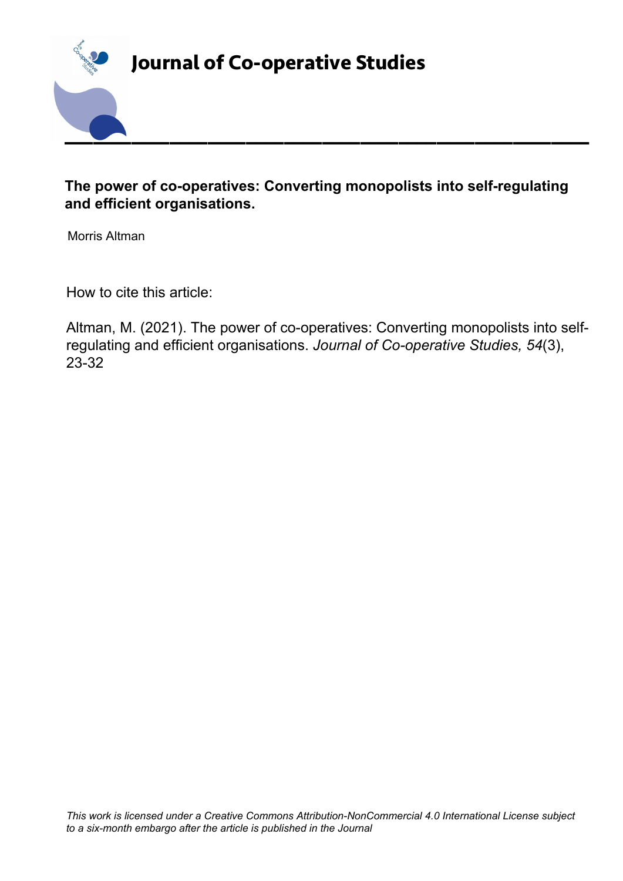# Journal of Co-operative Studies

**The power of co-operatives: Converting monopolists into self-regulating and efficient organisations.**

Morris Altman

How to cite this article:

Altman, M. (2021). The power of co-operatives: Converting monopolists into self-regulating and efficient organisations. *Journal of Co-operative Studies, 54*(3), 23-32

*This work is licensed under a Creative Commons Attribution-NonCommercial 4.0 International License subject to a six-month embargo after the article is published in the Journal*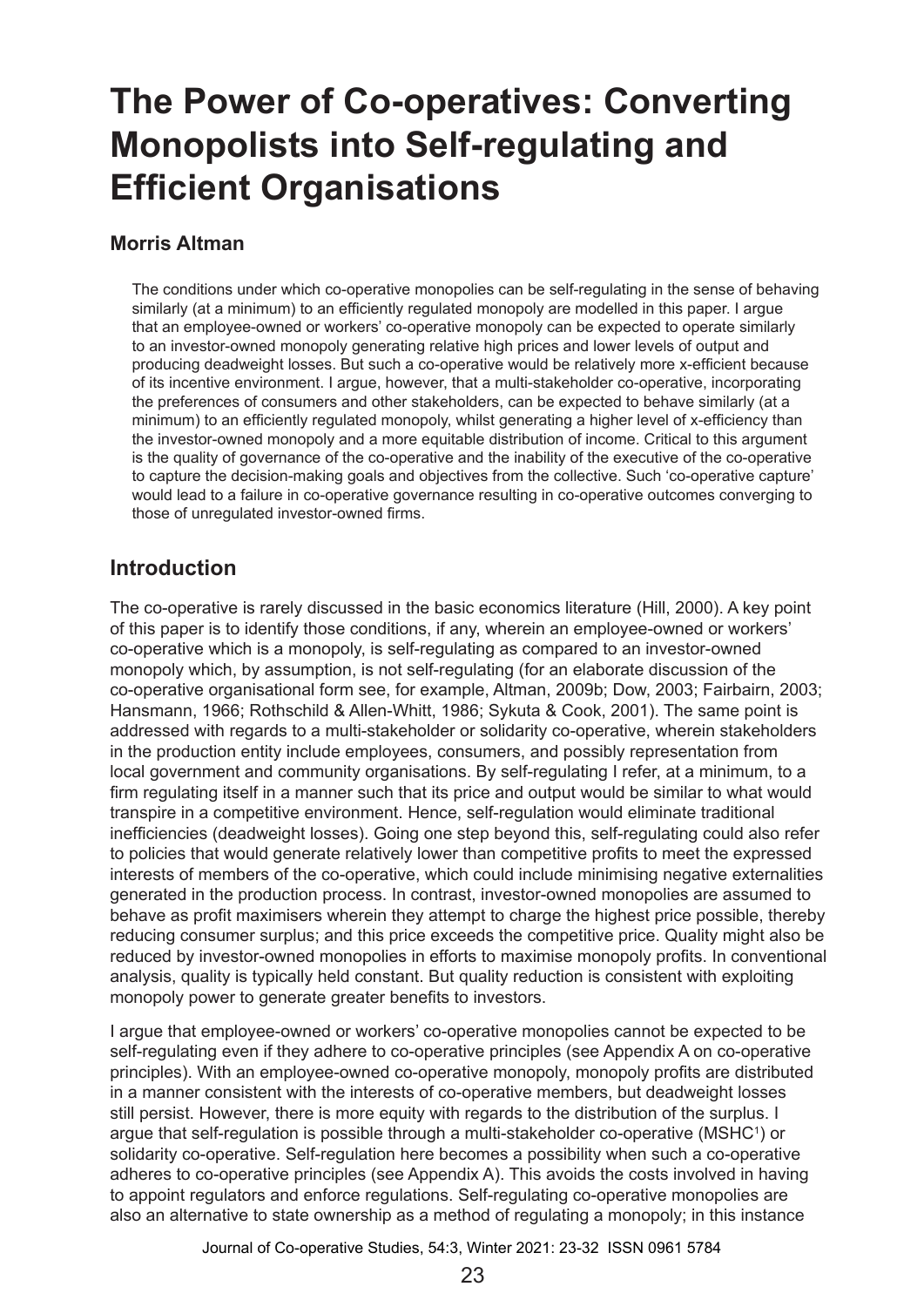# The Power of Co-operatives: Converting Monopolists into Self-regulating and Efficient Organisations

**Morris Altman**

The conditions under which co-operative monopolies can be self-regulating in the sense of behaving similarly (at a minimum) to an efficiently regulated monopoly are modelled in this paper. I argue that an employee-owned or workers' co-operative monopoly can be expected to operate similarly to an investor-owned monopoly generating relative high prices and lower levels of output and producing deadweight losses. But such a co-operative would be relatively more x-efficient because of its incentive environment. I argue, however, that a multi-stakeholder co-operative, incorporating the preferences of consumers and other stakeholders, can be expected to behave similarly (at a minimum) to an efficiently regulated monopoly, whilst generating a higher level of x-efficiency than the investor-owned monopoly and a more equitable distribution of income. Critical to this argument is the quality of governance of the co-operative and the inability of the executive of the co-operative to capture the decision-making goals and objectives from the collective. Such 'co-operative capture' would lead to a failure in co-operative governance resulting in co-operative outcomes converging to those of unregulated investor-owned firms.

## Introduction

The co-operative is rarely discussed in the basic economics literature (Hill, 2000). A key point of this paper is to identify those conditions, if any, wherein an employee-owned or workers' co-operative which is a monopoly, is self-regulating as compared to an investor-owned monopoly which, by assumption, is not self-regulating (for an elaborate discussion of the co-operative organisational form see, for example, Altman, 2009b; Dow, 2003; Fairbairn, 2003; Hansmann, 1966; Rothschild & Allen-Whitt, 1986; Sykuta & Cook, 2001). The same point is addressed with regards to a multi-stakeholder or solidarity co-operative, wherein stakeholders in the production entity include employees, consumers, and possibly representation from local government and community organisations. By self-regulating I refer, at a minimum, to a firm regulating itself in a manner such that its price and output would be similar to what would transpire in a competitive environment. Hence, self-regulation would eliminate traditional inefficiencies (deadweight losses). Going one step beyond this, self-regulating could also refer to policies that would generate relatively lower than competitive profits to meet the expressed interests of members of the co-operative, which could include minimising negative externalities generated in the production process. In contrast, investor-owned monopolies are assumed to behave as profit maximisers wherein they attempt to charge the highest price possible, thereby reducing consumer surplus; and this price exceeds the competitive price. Quality might also be reduced by investor-owned monopolies in efforts to maximise monopoly profits. In conventional analysis, quality is typically held constant. But quality reduction is consistent with exploiting monopoly power to generate greater benefits to investors.

I argue that employee-owned or workers' co-operative monopolies cannot be expected to be self-regulating even if they adhere to co-operative principles (see Appendix A on co-operative principles). With an employee-owned co-operative monopoly, monopoly profits are distributed in a manner consistent with the interests of co-operative members, but deadweight losses still persist. However, there is more equity with regards to the distribution of the surplus. I argue that self-regulation is possible through a multi-stakeholder co-operative (MSHC[1]) or solidarity co-operative. Self-regulation here becomes a possibility when such a co-operative adheres to co-operative principles (see Appendix A). This avoids the costs involved in having to appoint regulators and enforce regulations. Self-regulating co-operative monopolies are also an alternative to state ownership as a method of regulating a monopoly; in this instance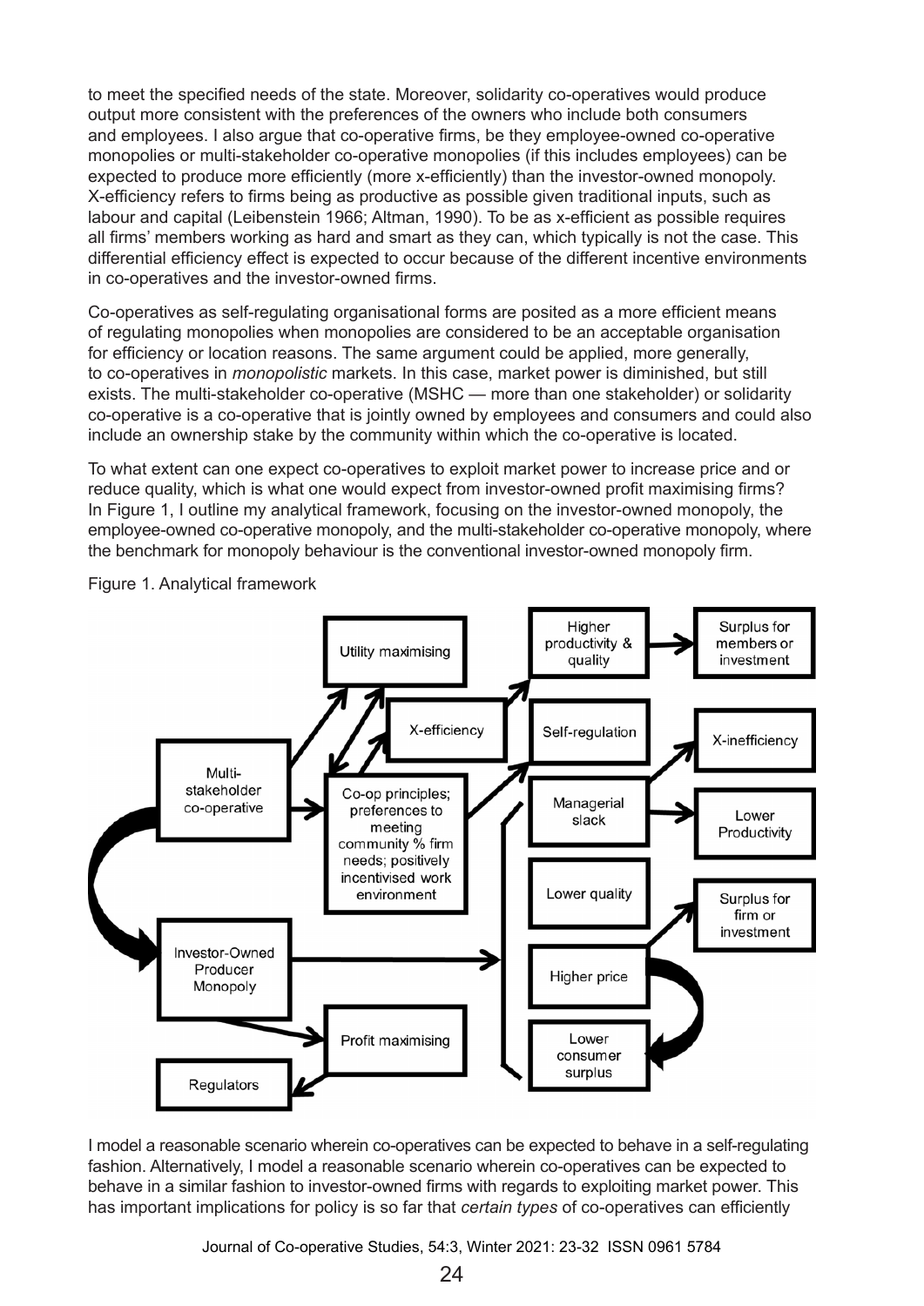to meet the specified needs of the state. Moreover, solidarity co-operatives would produce output more consistent with the preferences of the owners who include both consumers and employees. I also argue that co-operative firms, be they employee-owned co-operative monopolies or multi-stakeholder co-operative monopolies (if this includes employees) can be expected to produce more efficiently (more x-efficiently) than the investor-owned monopoly. X-efficiency refers to firms being as productive as possible given traditional inputs, such as labour and capital (Leibenstein 1966; Altman, 1990). To be as x-efficient as possible requires all firms' members working as hard and smart as they can, which typically is not the case. This differential efficiency effect is expected to occur because of the different incentive environments in co-operatives and the investor-owned firms.

Co-operatives as self-regulating organisational forms are posited as a more efficient means of regulating monopolies when monopolies are considered to be an acceptable organisation for efficiency or location reasons. The same argument could be applied, more generally, to co-operatives in *monopolistic* markets. In this case, market power is diminished, but still exists. The multi-stakeholder co-operative (MSHC — more than one stakeholder) or solidarity co-operative is a co-operative that is jointly owned by employees and consumers and could also include an ownership stake by the community within which the co-operative is located.

To what extent can one expect co-operatives to exploit market power to increase price and or reduce quality, which is what one would expect from investor-owned profit maximising firms? In Figure 1, I outline my analytical framework, focusing on the investor-owned monopoly, the employee-owned co-operative monopoly, and the multi-stakeholder co-operative monopoly, where the benchmark for monopoly behaviour is the conventional investor-owned monopoly firm.

Figure 1. Analytical framework

I model a reasonable scenario wherein co-operatives can be expected to behave in a self-regulating fashion. Alternatively, I model a reasonable scenario wherein co-operatives can be expected to behave in a similar fashion to investor-owned firms with regards to exploiting market power. This has important implications for policy is so far that *certain types* of co-operatives can efficiently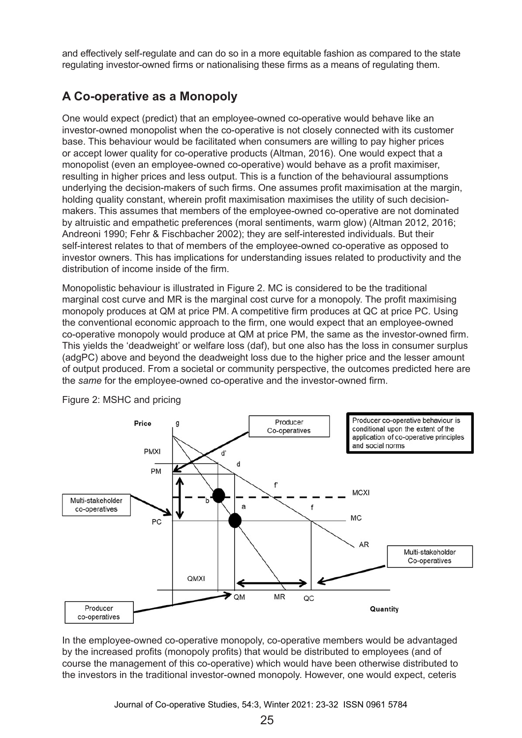and effectively self-regulate and can do so in a more equitable fashion as compared to the state regulating investor-owned firms or nationalising these firms as a means of regulating them.

## A Co-operative as a Monopoly

One would expect (predict) that an employee-owned co-operative would behave like an investor-owned monopolist when the co-operative is not closely connected with its customer base. This behaviour would be facilitated when consumers are willing to pay higher prices or accept lower quality for co-operative products (Altman, 2016). One would expect that a monopolist (even an employee-owned co-operative) would behave as a profit maximiser, resulting in higher prices and less output. This is a function of the behavioural assumptions underlying the decision-makers of such firms. One assumes profit maximisation at the margin, holding quality constant, wherein profit maximisation maximises the utility of such decision-makers. This assumes that members of the employee-owned co-operative are not dominated by altruistic and empathetic preferences (moral sentiments, warm glow) (Altman 2012, 2016; Andreoni 1990; Fehr & Fischbacher 2002); they are self-interested individuals. But their self-interest relates to that of members of the employee-owned co-operative as opposed to investor owners. This has implications for understanding issues related to productivity and the distribution of income inside of the firm.

Monopolistic behaviour is illustrated in Figure 2. MC is considered to be the traditional marginal cost curve and MR is the marginal cost curve for a monopoly. The profit maximising monopoly produces at QM at price PM. A competitive firm produces at QC at price PC. Using the conventional economic approach to the firm, one would expect that an employee-owned co-operative monopoly would produce at QM at price PM, the same as the investor-owned firm. This yields the 'deadweight' or welfare loss (daf), but one also has the loss in consumer surplus (adgPC) above and beyond the deadweight loss due to the higher price and the lesser amount of output produced. From a societal or community perspective, the outcomes predicted here are the *same* for the employee-owned co-operative and the investor-owned firm.

Figure 2: MSHC and pricing

In the employee-owned co-operative monopoly, co-operative members would be advantaged by the increased profits (monopoly profits) that would be distributed to employees (and of course the management of this co-operative) which would have been otherwise distributed to the investors in the traditional investor-owned monopoly. However, one would expect, ceteris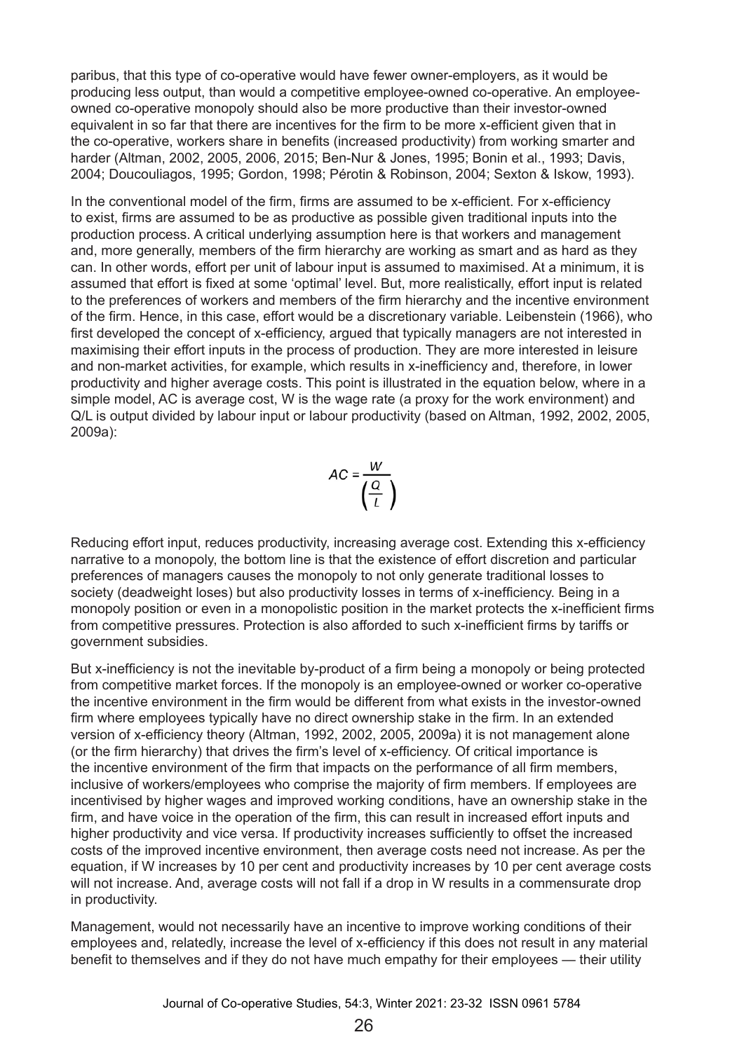paribus, that this type of co-operative would have fewer owner-employers, as it would be producing less output, than would a competitive employee-owned co-operative. An employee-owned co-operative monopoly should also be more productive than their investor-owned equivalent in so far that there are incentives for the firm to be more x-efficient given that in the co-operative, workers share in benefits (increased productivity) from working smarter and harder (Altman, 2002, 2005, 2006, 2015; Ben-Nur & Jones, 1995; Bonin et al., 1993; Davis, 2004; Doucouliagos, 1995; Gordon, 1998; Pérotin & Robinson, 2004; Sexton & Iskow, 1993).

In the conventional model of the firm, firms are assumed to be x-efficient. For x-efficiency to exist, firms are assumed to be as productive as possible given traditional inputs into the production process. A critical underlying assumption here is that workers and management and, more generally, members of the firm hierarchy are working as smart and as hard as they can. In other words, effort per unit of labour input is assumed to maximised. At a minimum, it is assumed that effort is fixed at some 'optimal' level. But, more realistically, effort input is related to the preferences of workers and members of the firm hierarchy and the incentive environment of the firm. Hence, in this case, effort would be a discretionary variable. Leibenstein (1966), who first developed the concept of x-efficiency, argued that typically managers are not interested in maximising their effort inputs in the process of production. They are more interested in leisure and non-market activities, for example, which results in x-inefficiency and, therefore, in lower productivity and higher average costs. This point is illustrated in the equation below, where in a simple model, AC is average cost, W is the wage rate (a proxy for the work environment) and Q/L is output divided by labour input or labour productivity (based on Altman, 1992, 2002, 2005, 2009a):

$$AC = \frac{W}{\left(\frac{Q}{L}\right)}$$

Reducing effort input, reduces productivity, increasing average cost. Extending this x-efficiency narrative to a monopoly, the bottom line is that the existence of effort discretion and particular preferences of managers causes the monopoly to not only generate traditional losses to society (deadweight loses) but also productivity losses in terms of x-inefficiency. Being in a monopoly position or even in a monopolistic position in the market protects the x-inefficient firms from competitive pressures. Protection is also afforded to such x-inefficient firms by tariffs or government subsidies.

But x-inefficiency is not the inevitable by-product of a firm being a monopoly or being protected from competitive market forces. If the monopoly is an employee-owned or worker co-operative the incentive environment in the firm would be different from what exists in the investor-owned firm where employees typically have no direct ownership stake in the firm. In an extended version of x-efficiency theory (Altman, 1992, 2002, 2005, 2009a) it is not management alone (or the firm hierarchy) that drives the firm's level of x-efficiency. Of critical importance is the incentive environment of the firm that impacts on the performance of all firm members, inclusive of workers/employees who comprise the majority of firm members. If employees are incentivised by higher wages and improved working conditions, have an ownership stake in the firm, and have voice in the operation of the firm, this can result in increased effort inputs and higher productivity and vice versa. If productivity increases sufficiently to offset the increased costs of the improved incentive environment, then average costs need not increase. As per the equation, if W increases by 10 per cent and productivity increases by 10 per cent average costs will not increase. And, average costs will not fall if a drop in W results in a commensurate drop in productivity.

Management, would not necessarily have an incentive to improve working conditions of their employees and, relatedly, increase the level of x-efficiency if this does not result in any material benefit to themselves and if they do not have much empathy for their employees — their utility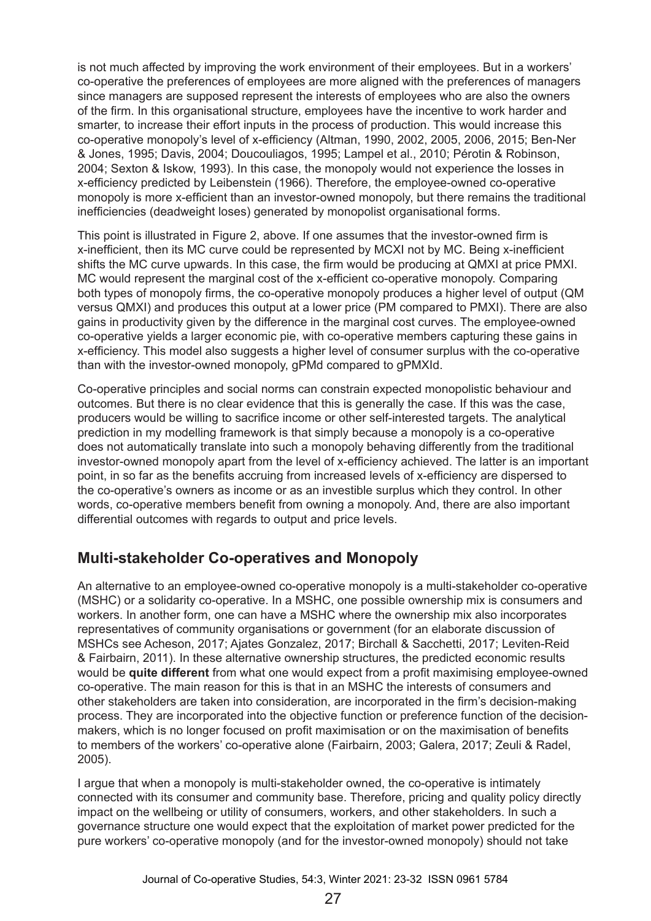is not much affected by improving the work environment of their employees. But in a workers' co-operative the preferences of employees are more aligned with the preferences of managers since managers are supposed represent the interests of employees who are also the owners of the firm. In this organisational structure, employees have the incentive to work harder and smarter, to increase their effort inputs in the process of production. This would increase this co-operative monopoly's level of x-efficiency (Altman, 1990, 2002, 2005, 2006, 2015; Ben-Ner & Jones, 1995; Davis, 2004; Doucouliagos, 1995; Lampel et al., 2010; Pérotin & Robinson, 2004; Sexton & Iskow, 1993). In this case, the monopoly would not experience the losses in x-efficiency predicted by Leibenstein (1966). Therefore, the employee-owned co-operative monopoly is more x-efficient than an investor-owned monopoly, but there remains the traditional inefficiencies (deadweight loses) generated by monopolist organisational forms.

This point is illustrated in Figure 2, above. If one assumes that the investor-owned firm is x-inefficient, then its MC curve could be represented by MCXI not by MC. Being x-inefficient shifts the MC curve upwards. In this case, the firm would be producing at QMXI at price PMXI. MC would represent the marginal cost of the x-efficient co-operative monopoly. Comparing both types of monopoly firms, the co-operative monopoly produces a higher level of output (QM versus QMXI) and produces this output at a lower price (PM compared to PMXI). There are also gains in productivity given by the difference in the marginal cost curves. The employee-owned co-operative yields a larger economic pie, with co-operative members capturing these gains in x-efficiency. This model also suggests a higher level of consumer surplus with the co-operative than with the investor-owned monopoly, gPMd compared to gPMXId.

Co-operative principles and social norms can constrain expected monopolistic behaviour and outcomes. But there is no clear evidence that this is generally the case. If this was the case, producers would be willing to sacrifice income or other self-interested targets. The analytical prediction in my modelling framework is that simply because a monopoly is a co-operative does not automatically translate into such a monopoly behaving differently from the traditional investor-owned monopoly apart from the level of x-efficiency achieved. The latter is an important point, in so far as the benefits accruing from increased levels of x-efficiency are dispersed to the co-operative's owners as income or as an investible surplus which they control. In other words, co-operative members benefit from owning a monopoly. And, there are also important differential outcomes with regards to output and price levels.

## Multi-stakeholder Co-operatives and Monopoly

An alternative to an employee-owned co-operative monopoly is a multi-stakeholder co-operative (MSHC) or a solidarity co-operative. In a MSHC, one possible ownership mix is consumers and workers. In another form, one can have a MSHC where the ownership mix also incorporates representatives of community organisations or government (for an elaborate discussion of MSHCs see Acheson, 2017; Ajates Gonzalez, 2017; Birchall & Sacchetti, 2017; Leviten-Reid & Fairbairn, 2011). In these alternative ownership structures, the predicted economic results would be **quite different** from what one would expect from a profit maximising employee-owned co-operative. The main reason for this is that in an MSHC the interests of consumers and other stakeholders are taken into consideration, are incorporated in the firm's decision-making process. They are incorporated into the objective function or preference function of the decision-makers, which is no longer focused on profit maximisation or on the maximisation of benefits to members of the workers' co-operative alone (Fairbairn, 2003; Galera, 2017; Zeuli & Radel, 2005).

I argue that when a monopoly is multi-stakeholder owned, the co-operative is intimately connected with its consumer and community base. Therefore, pricing and quality policy directly impact on the wellbeing or utility of consumers, workers, and other stakeholders. In such a governance structure one would expect that the exploitation of market power predicted for the pure workers' co-operative monopoly (and for the investor-owned monopoly) should not take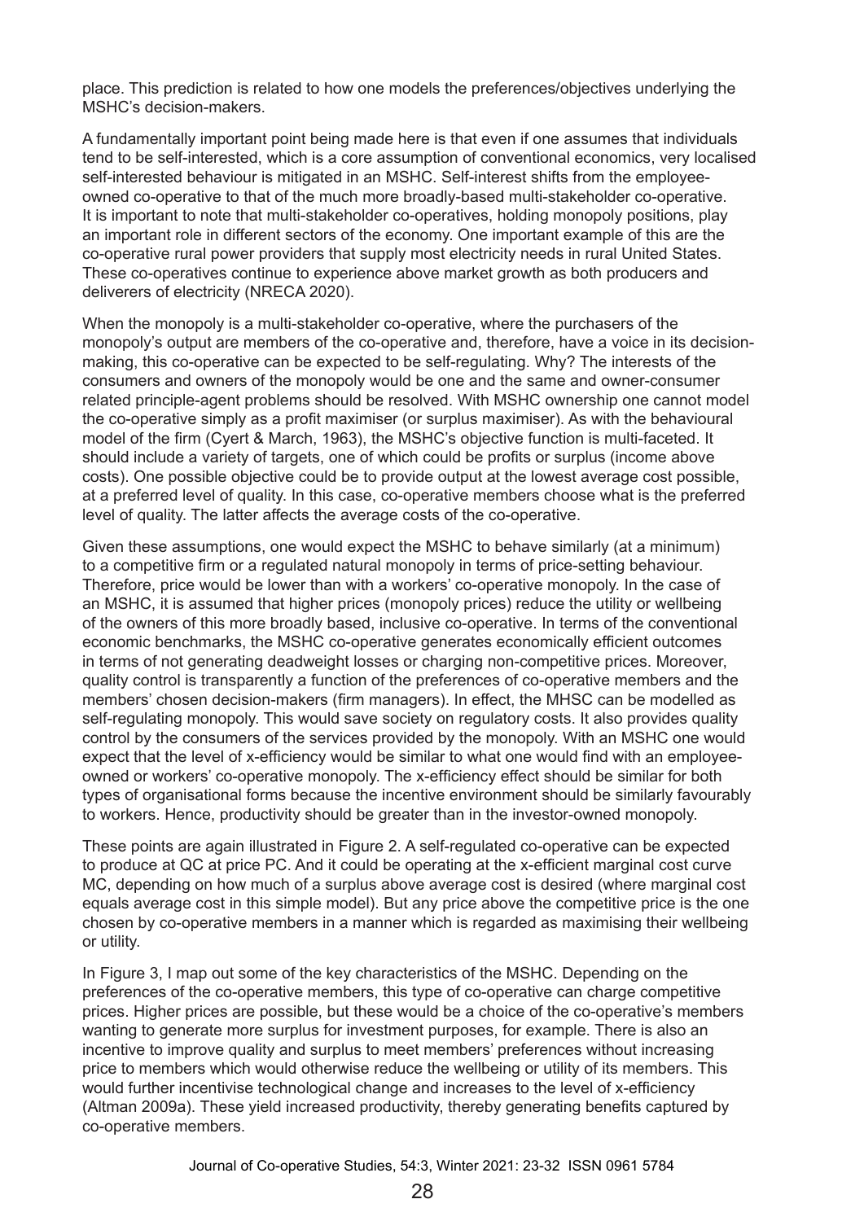place. This prediction is related to how one models the preferences/objectives underlying the MSHC's decision-makers.

A fundamentally important point being made here is that even if one assumes that individuals tend to be self-interested, which is a core assumption of conventional economics, very localised self-interested behaviour is mitigated in an MSHC. Self-interest shifts from the employee-owned co-operative to that of the much more broadly-based multi-stakeholder co-operative. It is important to note that multi-stakeholder co-operatives, holding monopoly positions, play an important role in different sectors of the economy. One important example of this are the co-operative rural power providers that supply most electricity needs in rural United States. These co-operatives continue to experience above market growth as both producers and deliverers of electricity (NRECA 2020).

When the monopoly is a multi-stakeholder co-operative, where the purchasers of the monopoly's output are members of the co-operative and, therefore, have a voice in its decision-making, this co-operative can be expected to be self-regulating. Why? The interests of the consumers and owners of the monopoly would be one and the same and owner-consumer related principle-agent problems should be resolved. With MSHC ownership one cannot model the co-operative simply as a profit maximiser (or surplus maximiser). As with the behavioural model of the firm (Cyert & March, 1963), the MSHC's objective function is multi-faceted. It should include a variety of targets, one of which could be profits or surplus (income above costs). One possible objective could be to provide output at the lowest average cost possible, at a preferred level of quality. In this case, co-operative members choose what is the preferred level of quality. The latter affects the average costs of the co-operative.

Given these assumptions, one would expect the MSHC to behave similarly (at a minimum) to a competitive firm or a regulated natural monopoly in terms of price-setting behaviour. Therefore, price would be lower than with a workers' co-operative monopoly. In the case of an MSHC, it is assumed that higher prices (monopoly prices) reduce the utility or wellbeing of the owners of this more broadly based, inclusive co-operative. In terms of the conventional economic benchmarks, the MSHC co-operative generates economically efficient outcomes in terms of not generating deadweight losses or charging non-competitive prices. Moreover, quality control is transparently a function of the preferences of co-operative members and the members' chosen decision-makers (firm managers). In effect, the MHSC can be modelled as self-regulating monopoly. This would save society on regulatory costs. It also provides quality control by the consumers of the services provided by the monopoly. With an MSHC one would expect that the level of x-efficiency would be similar to what one would find with an employee-owned or workers' co-operative monopoly. The x-efficiency effect should be similar for both types of organisational forms because the incentive environment should be similarly favourably to workers. Hence, productivity should be greater than in the investor-owned monopoly.

These points are again illustrated in Figure 2. A self-regulated co-operative can be expected to produce at QC at price PC. And it could be operating at the x-efficient marginal cost curve MC, depending on how much of a surplus above average cost is desired (where marginal cost equals average cost in this simple model). But any price above the competitive price is the one chosen by co-operative members in a manner which is regarded as maximising their wellbeing or utility.

In Figure 3, I map out some of the key characteristics of the MSHC. Depending on the preferences of the co-operative members, this type of co-operative can charge competitive prices. Higher prices are possible, but these would be a choice of the co-operative's members wanting to generate more surplus for investment purposes, for example. There is also an incentive to improve quality and surplus to meet members' preferences without increasing price to members which would otherwise reduce the wellbeing or utility of its members. This would further incentivise technological change and increases to the level of x-efficiency (Altman 2009a). These yield increased productivity, thereby generating benefits captured by co-operative members.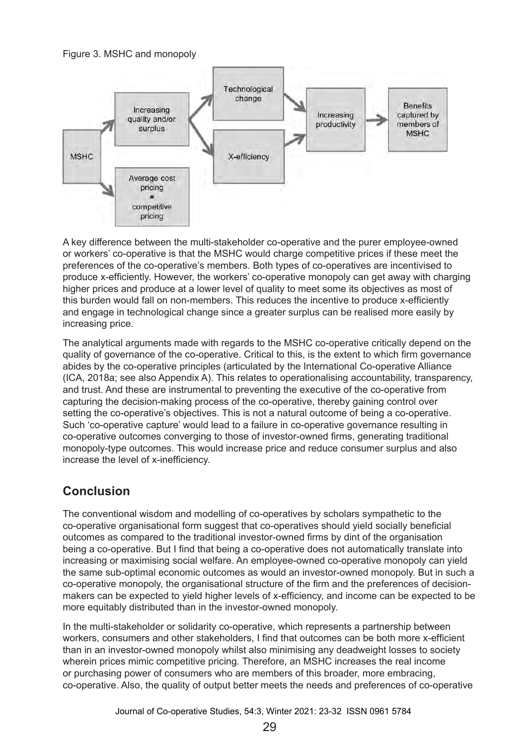Figure 3. MSHC and monopoly

A key difference between the multi-stakeholder co-operative and the purer employee-owned or workers' co-operative is that the MSHC would charge competitive prices if these meet the preferences of the co-operative's members. Both types of co-operatives are incentivised to produce x-efficiently. However, the workers' co-operative monopoly can get away with charging higher prices and produce at a lower level of quality to meet some its objectives as most of this burden would fall on non-members. This reduces the incentive to produce x-efficiently and engage in technological change since a greater surplus can be realised more easily by increasing price.

The analytical arguments made with regards to the MSHC co-operative critically depend on the quality of governance of the co-operative. Critical to this, is the extent to which firm governance abides by the co-operative principles (articulated by the International Co-operative Alliance (ICA, 2018a; see also Appendix A). This relates to operationalising accountability, transparency, and trust. And these are instrumental to preventing the executive of the co-operative from capturing the decision-making process of the co-operative, thereby gaining control over setting the co-operative's objectives. This is not a natural outcome of being a co-operative. Such 'co-operative capture' would lead to a failure in co-operative governance resulting in co-operative outcomes converging to those of investor-owned firms, generating traditional monopoly-type outcomes. This would increase price and reduce consumer surplus and also increase the level of x-inefficiency.

## Conclusion

The conventional wisdom and modelling of co-operatives by scholars sympathetic to the co-operative organisational form suggest that co-operatives should yield socially beneficial outcomes as compared to the traditional investor-owned firms by dint of the organisation being a co-operative. But I find that being a co-operative does not automatically translate into increasing or maximising social welfare. An employee-owned co-operative monopoly can yield the same sub-optimal economic outcomes as would an investor-owned monopoly. But in such a co-operative monopoly, the organisational structure of the firm and the preferences of decision-makers can be expected to yield higher levels of x-efficiency, and income can be expected to be more equitably distributed than in the investor-owned monopoly.

In the multi-stakeholder or solidarity co-operative, which represents a partnership between workers, consumers and other stakeholders, I find that outcomes can be both more x-efficient than in an investor-owned monopoly whilst also minimising any deadweight losses to society wherein prices mimic competitive pricing. Therefore, an MSHC increases the real income or purchasing power of consumers who are members of this broader, more embracing, co-operative. Also, the quality of output better meets the needs and preferences of co-operative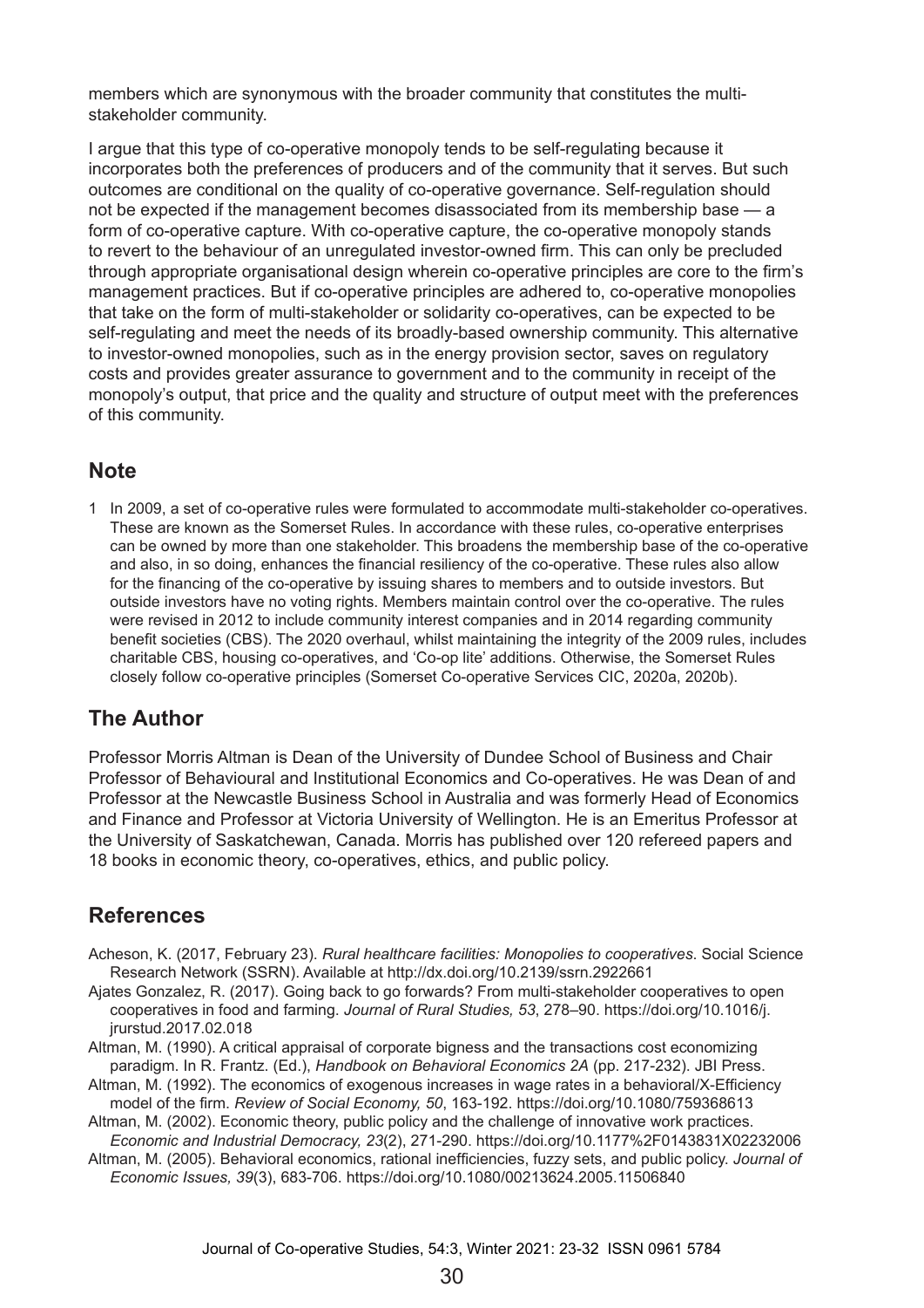members which are synonymous with the broader community that constitutes the multi-stakeholder community.

I argue that this type of co-operative monopoly tends to be self-regulating because it incorporates both the preferences of producers and of the community that it serves. But such outcomes are conditional on the quality of co-operative governance. Self-regulation should not be expected if the management becomes disassociated from its membership base — a form of co-operative capture. With co-operative capture, the co-operative monopoly stands to revert to the behaviour of an unregulated investor-owned firm. This can only be precluded through appropriate organisational design wherein co-operative principles are core to the firm's management practices. But if co-operative principles are adhered to, co-operative monopolies that take on the form of multi-stakeholder or solidarity co-operatives, can be expected to be self-regulating and meet the needs of its broadly-based ownership community. This alternative to investor-owned monopolies, such as in the energy provision sector, saves on regulatory costs and provides greater assurance to government and to the community in receipt of the monopoly's output, that price and the quality and structure of output meet with the preferences of this community.

## Note

1 In 2009, a set of co-operative rules were formulated to accommodate multi-stakeholder co-operatives. These are known as the Somerset Rules. In accordance with these rules, co-operative enterprises can be owned by more than one stakeholder. This broadens the membership base of the co-operative and also, in so doing, enhances the financial resiliency of the co-operative. These rules also allow for the financing of the co-operative by issuing shares to members and to outside investors. But outside investors have no voting rights. Members maintain control over the co-operative. The rules were revised in 2012 to include community interest companies and in 2014 regarding community benefit societies (CBS). The 2020 overhaul, whilst maintaining the integrity of the 2009 rules, includes charitable CBS, housing co-operatives, and 'Co-op lite' additions. Otherwise, the Somerset Rules closely follow co-operative principles (Somerset Co-operative Services CIC, 2020a, 2020b).

## The Author

Professor Morris Altman is Dean of the University of Dundee School of Business and Chair Professor of Behavioural and Institutional Economics and Co-operatives. He was Dean of and Professor at the Newcastle Business School in Australia and was formerly Head of Economics and Finance and Professor at Victoria University of Wellington. He is an Emeritus Professor at the University of Saskatchewan, Canada. Morris has published over 120 refereed papers and 18 books in economic theory, co-operatives, ethics, and public policy.

## References

Acheson, K. (2017, February 23). *Rural healthcare facilities: Monopolies to cooperatives*. Social Science Research Network (SSRN). Available at http://dx.doi.org/10.2139/ssrn.2922661

Ajates Gonzalez, R. (2017). Going back to go forwards? From multi-stakeholder cooperatives to open cooperatives in food and farming. *Journal of Rural Studies, 53*, 278–90. https://doi.org/10.1016/j.jrurstud.2017.02.018

Altman, M. (1990). A critical appraisal of corporate bigness and the transactions cost economizing paradigm. In R. Frantz. (Ed.), *Handbook on Behavioral Economics 2A* (pp. 217-232). JBI Press.

Altman, M. (1992). The economics of exogenous increases in wage rates in a behavioral/X-Efficiency model of the firm. *Review of Social Economy, 50*, 163-192. https://doi.org/10.1080/759368613

Altman, M. (2002). Economic theory, public policy and the challenge of innovative work practices. *Economic and Industrial Democracy, 23*(2), 271-290. https://doi.org/10.1177%2F0143831X02232006

Altman, M. (2005). Behavioral economics, rational inefficiencies, fuzzy sets, and public policy. *Journal of Economic Issues, 39*(3), 683-706. https://doi.org/10.1080/00213624.2005.11506840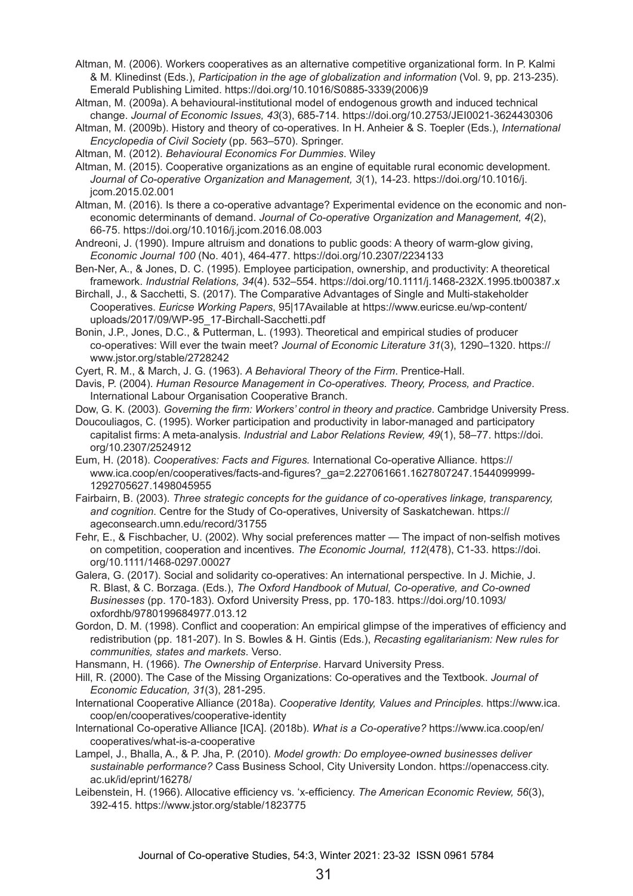Altman, M. (2006). Workers cooperatives as an alternative competitive organizational form. In P. Kalmi & M. Klinedinst (Eds.), *Participation in the age of globalization and information* (Vol. 9, pp. 213-235). Emerald Publishing Limited. https://doi.org/10.1016/S0885-3339(2006)9

Altman, M. (2009a). A behavioural-institutional model of endogenous growth and induced technical change. *Journal of Economic Issues, 43*(3), 685-714. https://doi.org/10.2753/JEI0021-3624430306

Altman, M. (2009b). History and theory of co-operatives. In H. Anheier & S. Toepler (Eds.), *International Encyclopedia of Civil Society* (pp. 563–570). Springer.

Altman, M. (2012). *Behavioural Economics For Dummies*. Wiley

Altman, M. (2015). Cooperative organizations as an engine of equitable rural economic development. *Journal of Co-operative Organization and Management, 3*(1), 14-23. https://doi.org/10.1016/j.jcom.2015.02.001

Altman, M. (2016). Is there a co-operative advantage? Experimental evidence on the economic and non-economic determinants of demand. *Journal of Co-operative Organization and Management, 4*(2), 66-75. https://doi.org/10.1016/j.jcom.2016.08.003

Andreoni, J. (1990). Impure altruism and donations to public goods: A theory of warm-glow giving, *Economic Journal 100* (No. 401), 464-477. https://doi.org/10.2307/2234133

Ben-Ner, A., & Jones, D. C. (1995). Employee participation, ownership, and productivity: A theoretical framework. *Industrial Relations, 34*(4). 532–554. https://doi.org/10.1111/j.1468-232X.1995.tb00387.x

Birchall, J., & Sacchetti, S. (2017). The Comparative Advantages of Single and Multi-stakeholder Cooperatives. *Euricse Working Papers*, 95|17Available at https://www.euricse.eu/wp-content/uploads/2017/09/WP-95_17-Birchall-Sacchetti.pdf

Bonin, J.P., Jones, D.C., & Putterman, L. (1993). Theoretical and empirical studies of producer co-operatives: Will ever the twain meet? *Journal of Economic Literature 31*(3), 1290–1320. https://www.jstor.org/stable/2728242

Cyert, R. M., & March, J. G. (1963). *A Behavioral Theory of the Firm*. Prentice-Hall.

Davis, P. (2004). *Human Resource Management in Co-operatives. Theory, Process, and Practice*. International Labour Organisation Cooperative Branch.

Dow, G. K. (2003). *Governing the firm: Workers' control in theory and practice*. Cambridge University Press.

Doucouliagos, C. (1995). Worker participation and productivity in labor-managed and participatory capitalist firms: A meta-analysis. *Industrial and Labor Relations Review, 49*(1), 58–77. https://doi.org/10.2307/2524912

Eum, H. (2018). *Cooperatives: Facts and Figures.* International Co-operative Alliance. https://www.ica.coop/en/cooperatives/facts-and-figures?_ga=2.227061661.1627807247.1544099999-1292705627.1498045955

Fairbairn, B. (2003). *Three strategic concepts for the guidance of co-operatives linkage, transparency, and cognition*. Centre for the Study of Co-operatives, University of Saskatchewan. https://ageconsearch.umn.edu/record/31755

Fehr, E., & Fischbacher, U. (2002). Why social preferences matter — The impact of non-selfish motives on competition, cooperation and incentives. *The Economic Journal, 112*(478), C1-33. https://doi.org/10.1111/1468-0297.00027

Galera, G. (2017). Social and solidarity co-operatives: An international perspective. In J. Michie, J. R. Blast, & C. Borzaga. (Eds.), *The Oxford Handbook of Mutual, Co-operative, and Co-owned Businesses* (pp. 170-183). Oxford University Press, pp. 170-183. https://doi.org/10.1093/oxfordhb/9780199684977.013.12

Gordon, D. M. (1998). Conflict and cooperation: An empirical glimpse of the imperatives of efficiency and redistribution (pp. 181-207). In S. Bowles & H. Gintis (Eds.), *Recasting egalitarianism: New rules for communities, states and markets*. Verso.

Hansmann, H. (1966). *The Ownership of Enterprise*. Harvard University Press.

Hill, R. (2000). The Case of the Missing Organizations: Co-operatives and the Textbook. *Journal of Economic Education, 31*(3), 281-295.

International Cooperative Alliance (2018a). *Cooperative Identity, Values and Principles*. https://www.ica.coop/en/cooperatives/cooperative-identity

International Co-operative Alliance [ICA]. (2018b). *What is a Co-operative?* https://www.ica.coop/en/cooperatives/what-is-a-cooperative

Lampel, J., Bhalla, A., & P. Jha, P. (2010). *Model growth: Do employee-owned businesses deliver sustainable performance?* Cass Business School, City University London. https://openaccess.city.ac.uk/id/eprint/16278/

Leibenstein, H. (1966). Allocative efficiency vs. 'x-efficiency. *The American Economic Review, 56*(3), 392-415. https://www.jstor.org/stable/1823775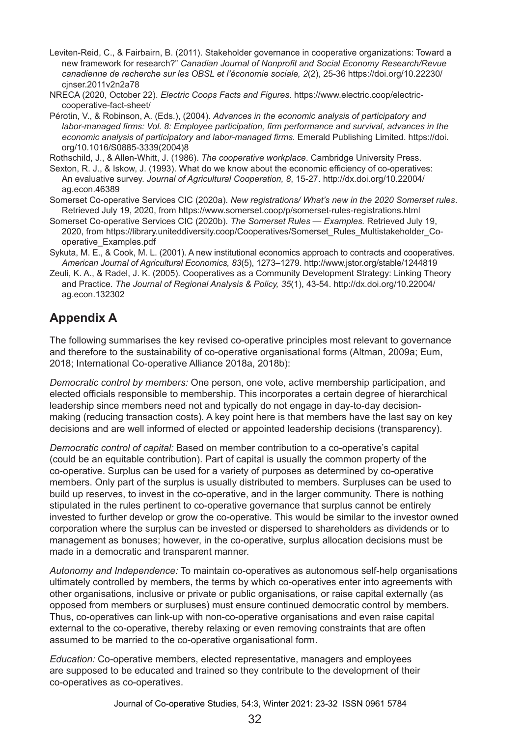Leviten-Reid, C., & Fairbairn, B. (2011). Stakeholder governance in cooperative organizations: Toward a new framework for research?" *Canadian Journal of Nonprofit and Social Economy Research/Revue canadienne de recherche sur les OBSL et l'économie sociale, 2*(2), 25-36 https://doi.org/10.22230/cjnser.2011v2n2a78

NRECA (2020, October 22). *Electric Coops Facts and Figures*. https://www.electric.coop/electric-cooperative-fact-sheet/

Pérotin, V., & Robinson, A. (Eds.), (2004). *Advances in the economic analysis of participatory and labor-managed firms: Vol. 8: Employee participation, firm performance and survival, advances in the economic analysis of participatory and labor-managed firms.* Emerald Publishing Limited. https://doi.org/10.1016/S0885-3339(2004)8

Rothschild, J., & Allen-Whitt, J. (1986). *The cooperative workplace*. Cambridge University Press.

Sexton, R. J., & Iskow, J. (1993). What do we know about the economic efficiency of co-operatives: An evaluative survey. *Journal of Agricultural Cooperation, 8*, 15-27. http://dx.doi.org/10.22004/ag.econ.46389

Somerset Co-operative Services CIC (2020a). *New registrations/ What's new in the 2020 Somerset rules*. Retrieved July 19, 2020, from https://www.somerset.coop/p/somerset-rules-registrations.html

Somerset Co-operative Services CIC (2020b). *The Somerset Rules — Examples.* Retrieved July 19, 2020, from https://library.uniteddiversity.coop/Cooperatives/Somerset_Rules_Multistakeholder_Co-operative_Examples.pdf

Sykuta, M. E., & Cook, M. L. (2001). A new institutional economics approach to contracts and cooperatives. *American Journal of Agricultural Economics, 83*(5), 1273–1279. http://www.jstor.org/stable/1244819

Zeuli, K. A., & Radel, J. K. (2005). Cooperatives as a Community Development Strategy: Linking Theory and Practice. *The Journal of Regional Analysis & Policy, 35*(1), 43-54. http://dx.doi.org/10.22004/ag.econ.132302

## Appendix A

The following summarises the key revised co-operative principles most relevant to governance and therefore to the sustainability of co-operative organisational forms (Altman, 2009a; Eum, 2018; International Co-operative Alliance 2018a, 2018b):

*Democratic control by members:* One person, one vote, active membership participation, and elected officials responsible to membership. This incorporates a certain degree of hierarchical leadership since members need not and typically do not engage in day-to-day decision-making (reducing transaction costs). A key point here is that members have the last say on key decisions and are well informed of elected or appointed leadership decisions (transparency).

*Democratic control of capital:* Based on member contribution to a co-operative's capital (could be an equitable contribution). Part of capital is usually the common property of the co-operative. Surplus can be used for a variety of purposes as determined by co-operative members. Only part of the surplus is usually distributed to members. Surpluses can be used to build up reserves, to invest in the co-operative, and in the larger community. There is nothing stipulated in the rules pertinent to co-operative governance that surplus cannot be entirely invested to further develop or grow the co-operative. This would be similar to the investor owned corporation where the surplus can be invested or dispersed to shareholders as dividends or to management as bonuses; however, in the co-operative, surplus allocation decisions must be made in a democratic and transparent manner.

*Autonomy and Independence:* To maintain co-operatives as autonomous self-help organisations ultimately controlled by members, the terms by which co-operatives enter into agreements with other organisations, inclusive or private or public organisations, or raise capital externally (as opposed from members or surpluses) must ensure continued democratic control by members. Thus, co-operatives can link-up with non-co-operative organisations and even raise capital external to the co-operative, thereby relaxing or even removing constraints that are often assumed to be married to the co-operative organisational form.

*Education:* Co-operative members, elected representative, managers and employees are supposed to be educated and trained so they contribute to the development of their co-operatives as co-operatives.